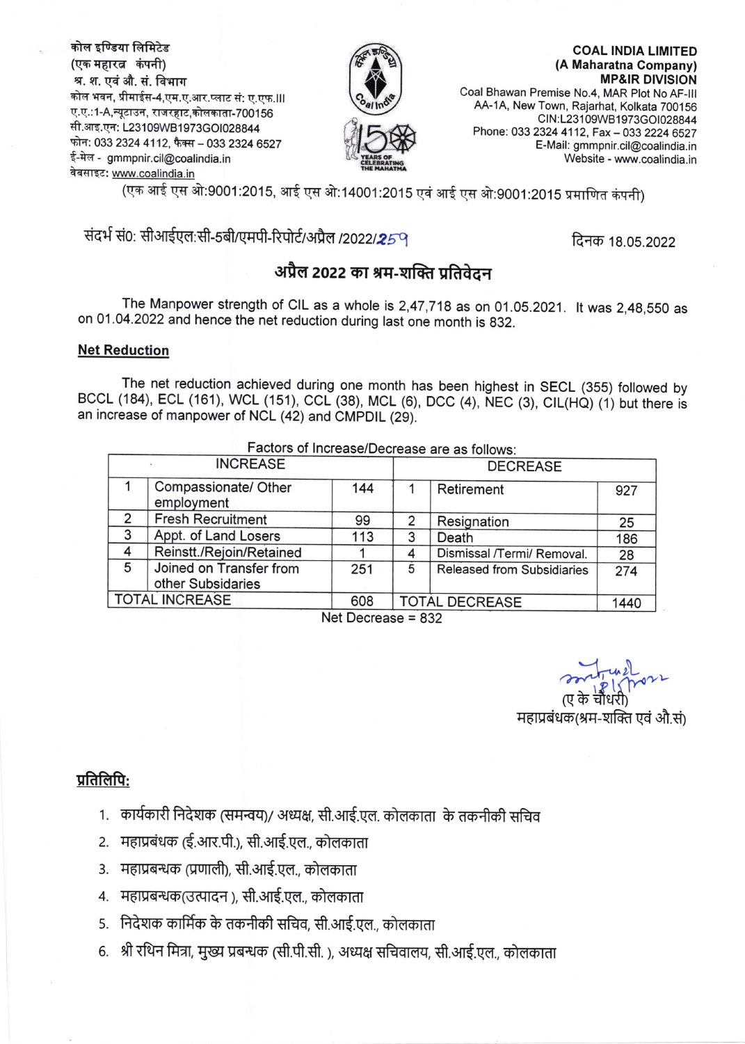कोल इण्डिया लिमिटेड
(एक महारत्न कंपनी)
श्र. श. एवं औ. सं. विभाग
कोल भवन, प्रीमाईस-4,एम.ए.आर.प्लाट सं: ए.एफ.III
ए.ए.:1-A,न्यूटाउन, राजरहाट,कोलकाता-700156
सी.आइ.एन: L23109WB1973GOI028844
फोन: 033 2324 4112, फैक्स – 033 2324 6527
ई-मेल - gmmpnir.cil@coalindia.in
वेबसाइट: www.coalindia.in

**COAL INDIA LIMITED**
**(A Maharatna Company)**
**MP&IR DIVISION**
Coal Bhawan Premise No.4, MAR Plot No AF-III
AA-1A, New Town, Rajarhat, Kolkata 700156
CIN:L23109WB1973GOI028844
Phone: 033 2324 4112, Fax – 033 2224 6527
E-Mail: gmmpnir.cil@coalindia.in
Website - www.coalindia.in

(एक आई एस ओ:9001:2015, आई एस ओ:14001:2015 एवं आई एस ओ:9001:2015 प्रमाणित कंपनी)

संदर्भ सं0: सीआईएल:सी-5बी/एमपी-रिपोर्ट/अप्रैल /2022/259 दिनक 18.05.2022

## अप्रैल 2022 का श्रम-शक्ति प्रतिवेदन

The Manpower strength of CIL as a whole is 2,47,718 as on 01.05.2021. It was 2,48,550 as on 01.04.2022 and hence the net reduction during last one month is 832.

**Net Reduction**

The net reduction achieved during one month has been highest in SECL (355) followed by BCCL (184), ECL (161), WCL (151), CCL (38), MCL (6), DCC (4), NEC (3), CIL(HQ) (1) but there is an increase of manpower of NCL (42) and CMPDIL (29).

Factors of Increase/Decrease are as follows:

| INCREASE | | | DECREASE | | |
|---|---|---|---|---|---|
| 1 | Compassionate/ Other employment | 144 | 1 | Retirement | 927 |
| 2 | Fresh Recruitment | 99 | 2 | Resignation | 25 |
| 3 | Appt. of Land Losers | 113 | 3 | Death | 186 |
| 4 | Reinstt./Rejoin/Retained | 1 | 4 | Dismissal /Termi/ Removal. | 28 |
| 5 | Joined on Transfer from other Subsidiaries | 251 | 5 | Released from Subsidiaries | 274 |
| TOTAL INCREASE | | 608 | TOTAL DECREASE | | 1440 |

Net Decrease = 832

(ए के चौधरी)
महाप्रबंधक(श्रम-शक्ति एवं औ.सं)

**प्रतिलिपि:**

1. कार्यकारी निदेशक (समन्वय)/ अध्यक्ष, सी.आई.एल. कोलकाता के तकनीकी सचिव
2. महाप्रबंधक (ई.आर.पी.), सी.आई.एल., कोलकाता
3. महाप्रबन्धक (प्रणाली), सी.आई.एल., कोलकाता
4. महाप्रबन्धक(उत्पादन ), सी.आई.एल., कोलकाता
5. निदेशक कार्मिक के तकनीकी सचिव, सी.आई.एल., कोलकाता
6. श्री रथिन मित्रा, मुख्य प्रबन्धक (सी.पी.सी. ), अध्यक्ष सचिवालय, सी.आई.एल., कोलकाता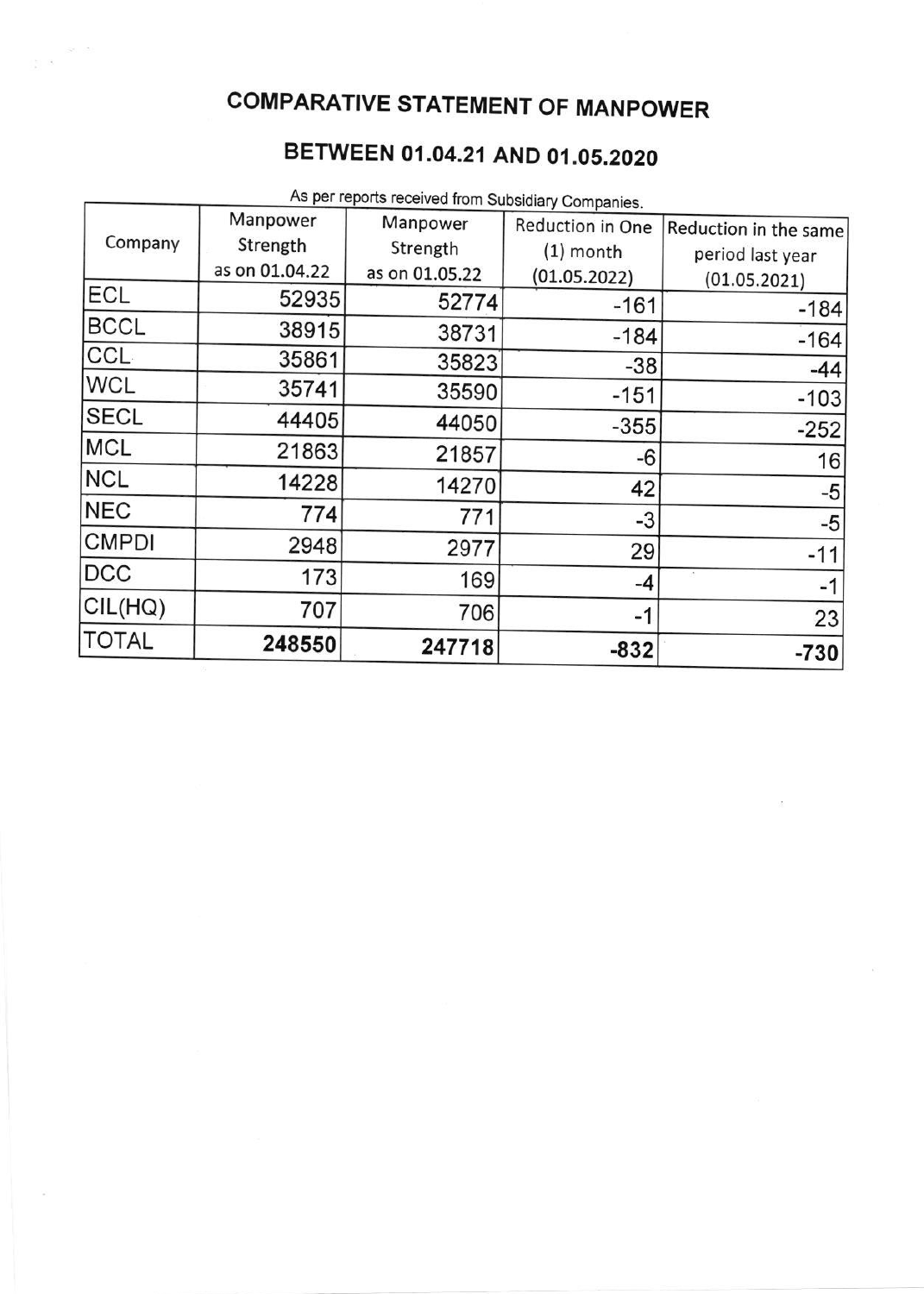# COMPARATIVE STATEMENT OF MANPOWER

## BETWEEN 01.04.21 AND 01.05.2020

As per reports received from Subsidiary Companies.

| Company | Manpower Strength as on 01.04.22 | Manpower Strength as on 01.05.22 | Reduction in One (1) month (01.05.2022) | Reduction in the same period last year (01.05.2021) |
|---|---|---|---|---|
| ECL | 52935 | 52774 | -161 | -184 |
| BCCL | 38915 | 38731 | -184 | -164 |
| CCL | 35861 | 35823 | -38 | -44 |
| WCL | 35741 | 35590 | -151 | -103 |
| SECL | 44405 | 44050 | -355 | -252 |
| MCL | 21863 | 21857 | -6 | 16 |
| NCL | 14228 | 14270 | 42 | -5 |
| NEC | 774 | 771 | -3 | -5 |
| CMPDI | 2948 | 2977 | 29 | -11 |
| DCC | 173 | 169 | -4 | -1 |
| CIL(HQ) | 707 | 706 | -1 | 23 |
| TOTAL | **248550** | **247718** | **-832** | **-730** |